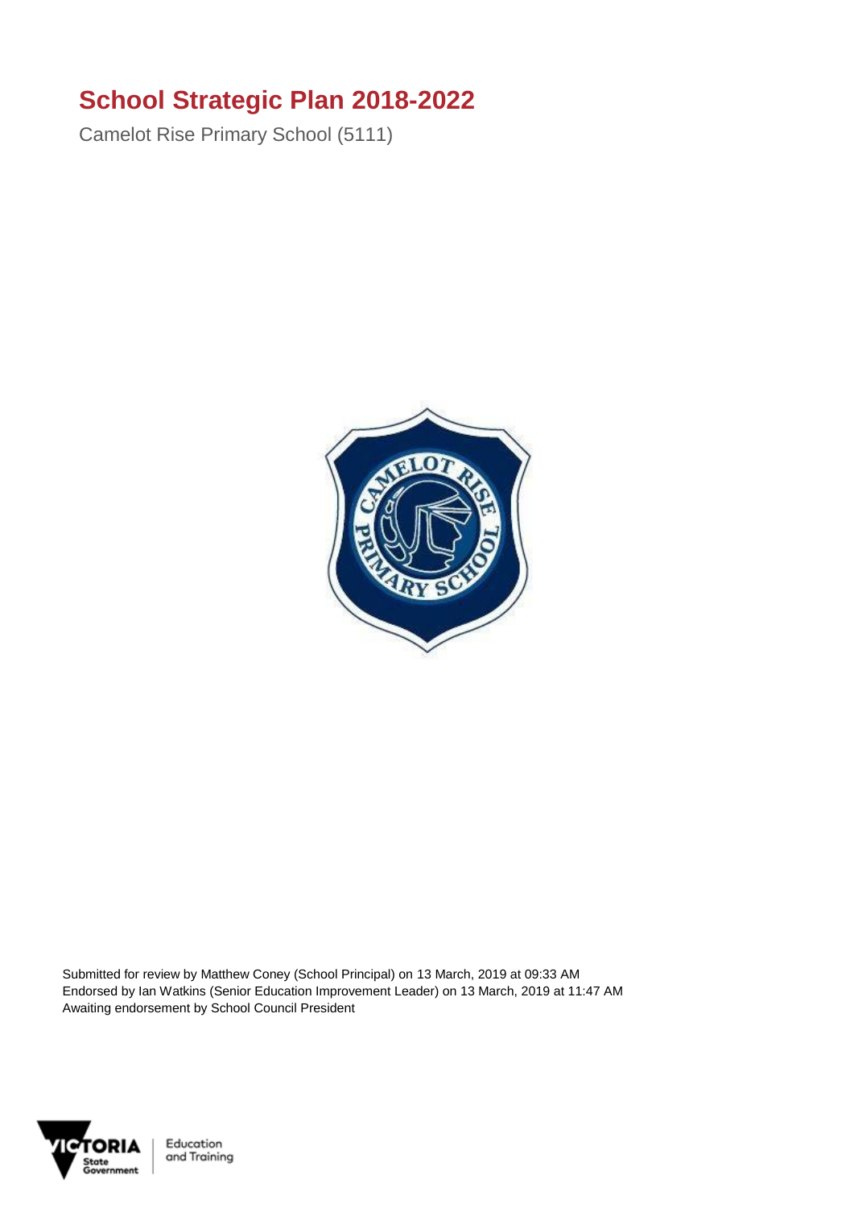# School Strategic Plan 2018-2022

Camelot Rise Primary School (5111)

Submitted for review by Matthew Coney (School Principal) on 13 March, 2019 at 09:33 AM
Endorsed by Ian Watkins (Senior Education Improvement Leader) on 13 March, 2019 at 11:47 AM
Awaiting endorsement by School Council President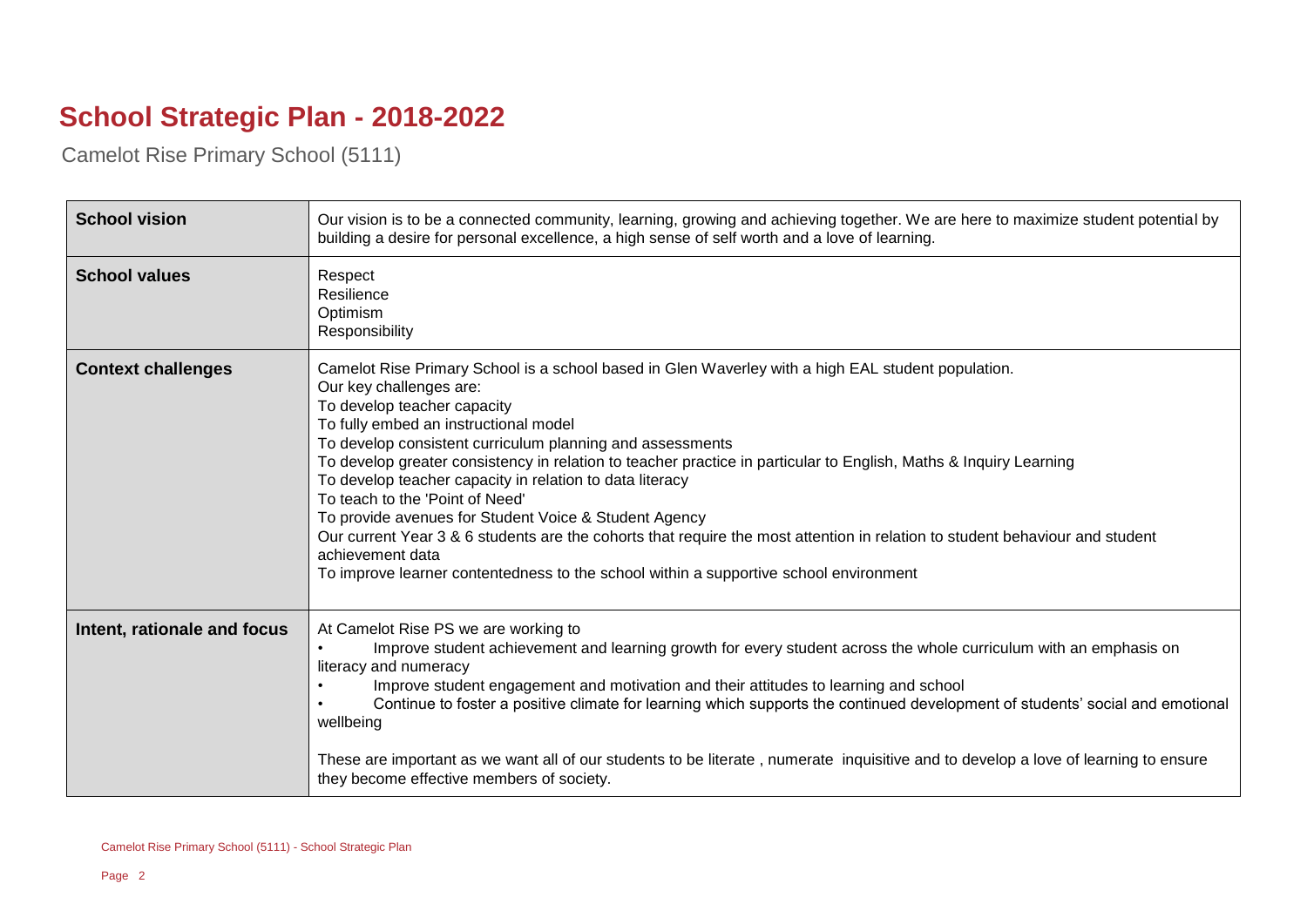# School Strategic Plan - 2018-2022

Camelot Rise Primary School (5111)

| | |
|---|---|
| **School vision** | Our vision is to be a connected community, learning, growing and achieving together. We are here to maximize student potential by building a desire for personal excellence, a high sense of self worth and a love of learning. |
| **School values** | Respect<br>Resilience<br>Optimism<br>Responsibility |
| **Context challenges** | Camelot Rise Primary School is a school based in Glen Waverley with a high EAL student population.<br>Our key challenges are:<br>To develop teacher capacity<br>To fully embed an instructional model<br>To develop consistent curriculum planning and assessments<br>To develop greater consistency in relation to teacher practice in particular to English, Maths & Inquiry Learning<br>To develop teacher capacity in relation to data literacy<br>To teach to the 'Point of Need'<br>To provide avenues for Student Voice & Student Agency<br>Our current Year 3 & 6 students are the cohorts that require the most attention in relation to student behaviour and student achievement data<br>To improve learner contentedness to the school within a supportive school environment |
| **Intent, rationale and focus** | At Camelot Rise PS we are working to<br>• Improve student achievement and learning growth for every student across the whole curriculum with an emphasis on literacy and numeracy<br>• Improve student engagement and motivation and their attitudes to learning and school<br>• Continue to foster a positive climate for learning which supports the continued development of students' social and emotional wellbeing<br><br>These are important as we want all of our students to be literate , numerate inquisitive and to develop a love of learning to ensure they become effective members of society. |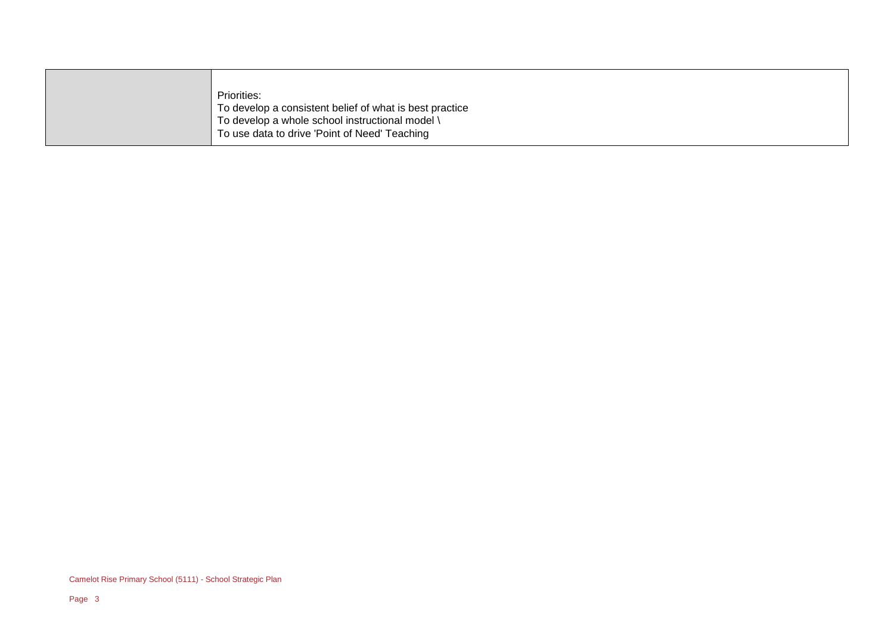| | |
|---|---|
| | Priorities:<br>To develop a consistent belief of what is best practice<br>To develop a whole school instructional model \<br>To use data to drive 'Point of Need' Teaching |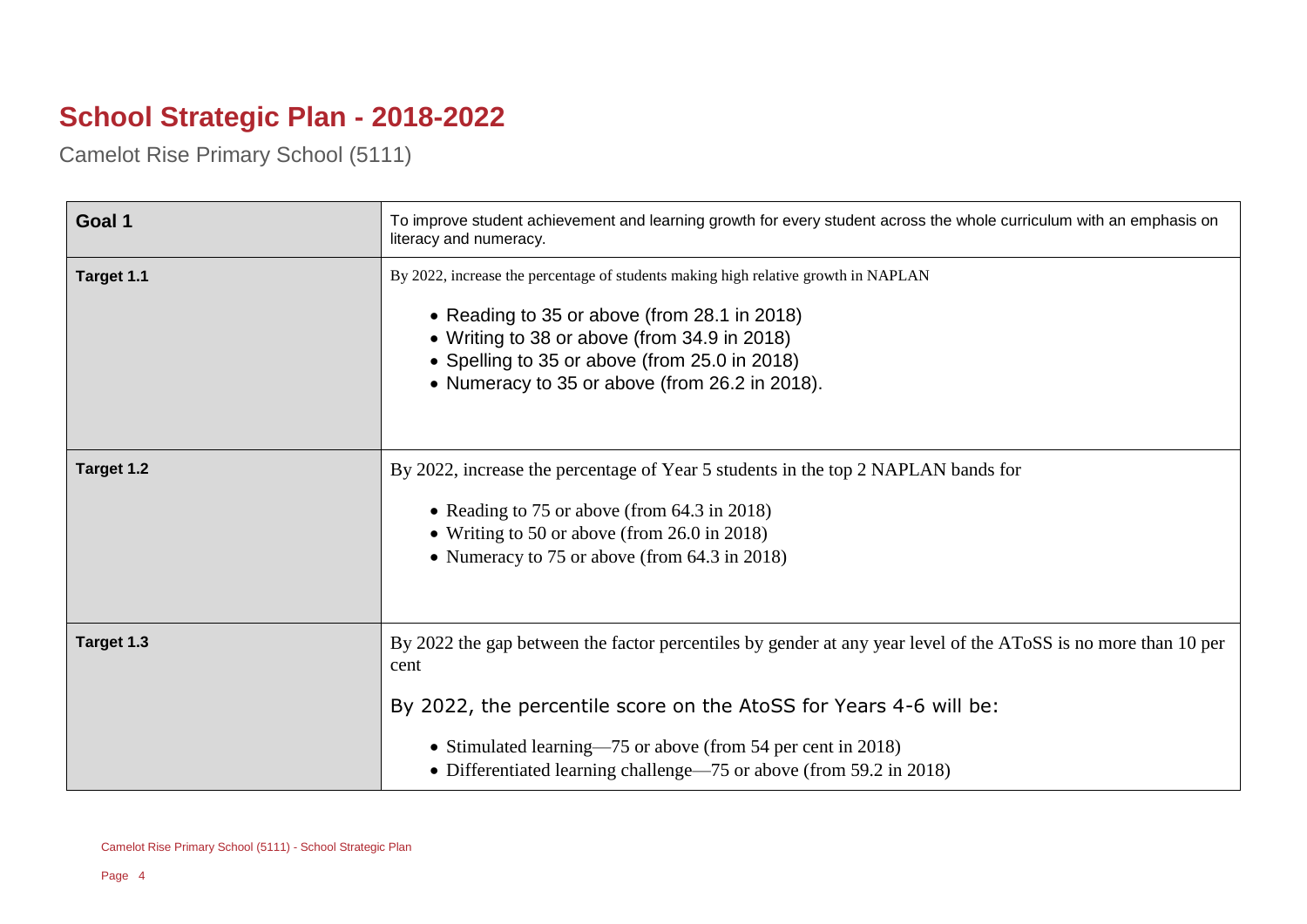# School Strategic Plan - 2018-2022

Camelot Rise Primary School (5111)

| Goal 1 | To improve student achievement and learning growth for every student across the whole curriculum with an emphasis on literacy and numeracy. |
| --- | --- |
| Target 1.1 | By 2022, increase the percentage of students making high relative growth in NAPLAN<br>• Reading to 35 or above (from 28.1 in 2018)<br>• Writing to 38 or above (from 34.9 in 2018)<br>• Spelling to 35 or above (from 25.0 in 2018)<br>• Numeracy to 35 or above (from 26.2 in 2018). |
| Target 1.2 | By 2022, increase the percentage of Year 5 students in the top 2 NAPLAN bands for<br>• Reading to 75 or above (from 64.3 in 2018)<br>• Writing to 50 or above (from 26.0 in 2018)<br>• Numeracy to 75 or above (from 64.3 in 2018) |
| Target 1.3 | By 2022 the gap between the factor percentiles by gender at any year level of the AToSS is no more than 10 per cent<br><br>By 2022, the percentile score on the AtoSS for Years 4-6 will be:<br>• Stimulated learning—75 or above (from 54 per cent in 2018)<br>• Differentiated learning challenge—75 or above (from 59.2 in 2018) |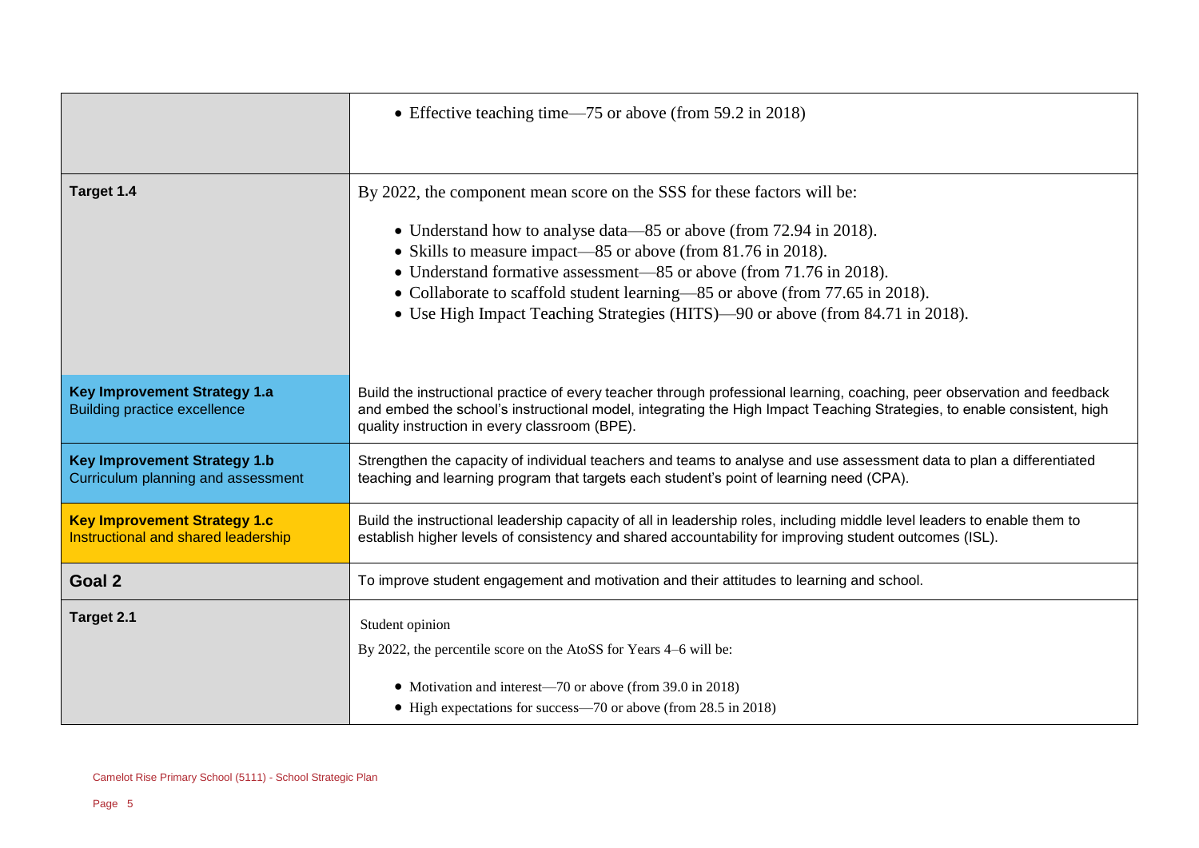| | |
|---|---|
| | • Effective teaching time—75 or above (from 59.2 in 2018) |
| **Target 1.4** | By 2022, the component mean score on the SSS for these factors will be:<br><br>• Understand how to analyse data—85 or above (from 72.94 in 2018).<br>• Skills to measure impact—85 or above (from 81.76 in 2018).<br>• Understand formative assessment—85 or above (from 71.76 in 2018).<br>• Collaborate to scaffold student learning—85 or above (from 77.65 in 2018).<br>• Use High Impact Teaching Strategies (HITS)—90 or above (from 84.71 in 2018). |
| **Key Improvement Strategy 1.a**<br>Building practice excellence | Build the instructional practice of every teacher through professional learning, coaching, peer observation and feedback and embed the school's instructional model, integrating the High Impact Teaching Strategies, to enable consistent, high quality instruction in every classroom (BPE). |
| **Key Improvement Strategy 1.b**<br>Curriculum planning and assessment | Strengthen the capacity of individual teachers and teams to analyse and use assessment data to plan a differentiated teaching and learning program that targets each student's point of learning need (CPA). |
| **Key Improvement Strategy 1.c**<br>Instructional and shared leadership | Build the instructional leadership capacity of all in leadership roles, including middle level leaders to enable them to establish higher levels of consistency and shared accountability for improving student outcomes (ISL). |
| **Goal 2** | To improve student engagement and motivation and their attitudes to learning and school. |
| **Target 2.1** | Student opinion<br><br>By 2022, the percentile score on the AtoSS for Years 4–6 will be:<br><br>• Motivation and interest—70 or above (from 39.0 in 2018)<br>• High expectations for success—70 or above (from 28.5 in 2018) |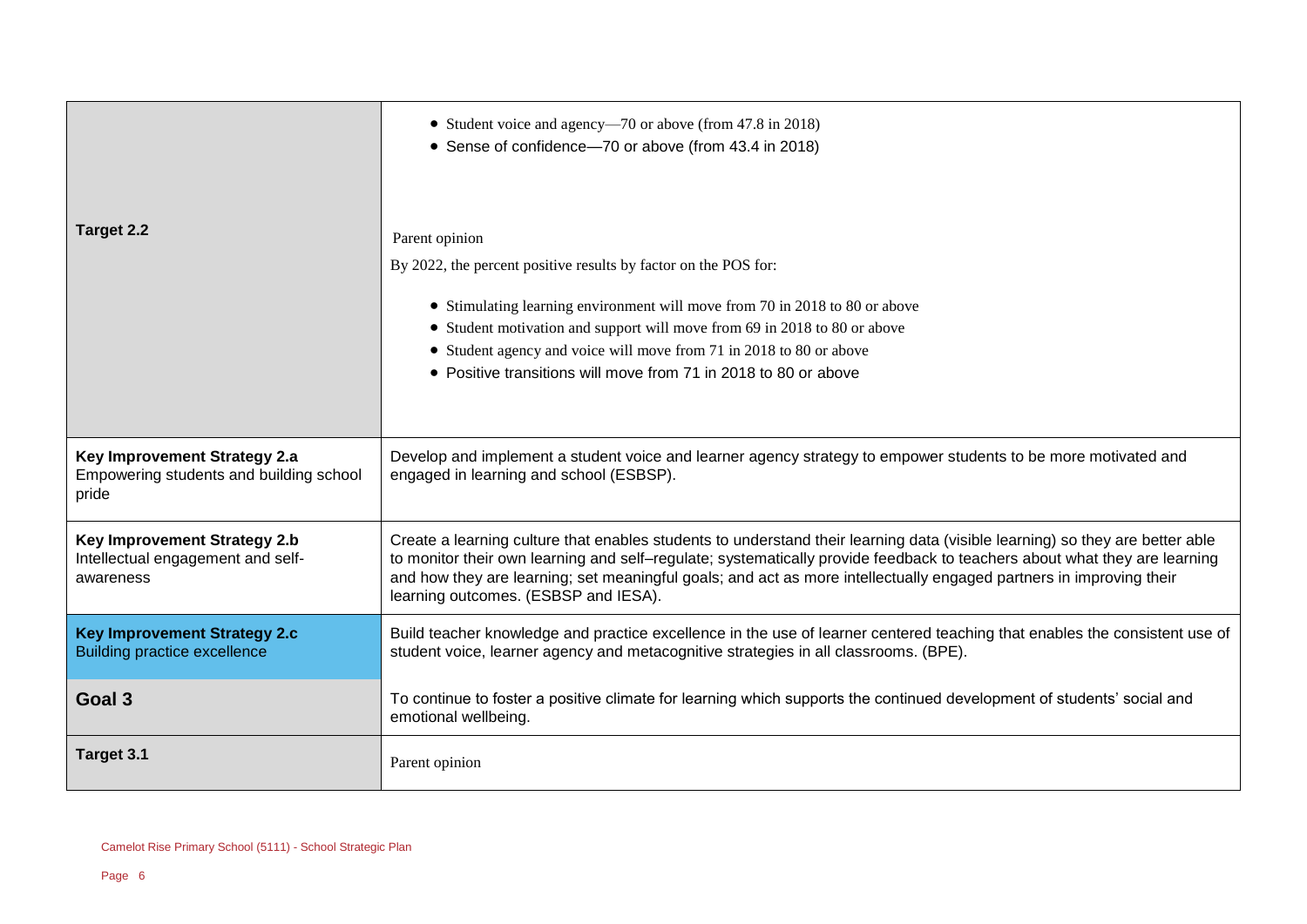| | |
|---|---|
| | • Student voice and agency—70 or above (from 47.8 in 2018)<br>• Sense of confidence—70 or above (from 43.4 in 2018) |
| **Target 2.2** | Parent opinion<br>By 2022, the percent positive results by factor on the POS for:<br>• Stimulating learning environment will move from 70 in 2018 to 80 or above<br>• Student motivation and support will move from 69 in 2018 to 80 or above<br>• Student agency and voice will move from 71 in 2018 to 80 or above<br>• Positive transitions will move from 71 in 2018 to 80 or above |
| **Key Improvement Strategy 2.a**<br>Empowering students and building school pride | Develop and implement a student voice and learner agency strategy to empower students to be more motivated and engaged in learning and school (ESBSP). |
| **Key Improvement Strategy 2.b**<br>Intellectual engagement and self-awareness | Create a learning culture that enables students to understand their learning data (visible learning) so they are better able to monitor their own learning and self–regulate; systematically provide feedback to teachers about what they are learning and how they are learning; set meaningful goals; and act as more intellectually engaged partners in improving their learning outcomes. (ESBSP and IESA). |
| **Key Improvement Strategy 2.c**<br>Building practice excellence | Build teacher knowledge and practice excellence in the use of learner centered teaching that enables the consistent use of student voice, learner agency and metacognitive strategies in all classrooms. (BPE). |
| **Goal 3** | To continue to foster a positive climate for learning which supports the continued development of students' social and emotional wellbeing. |
| **Target 3.1** | Parent opinion |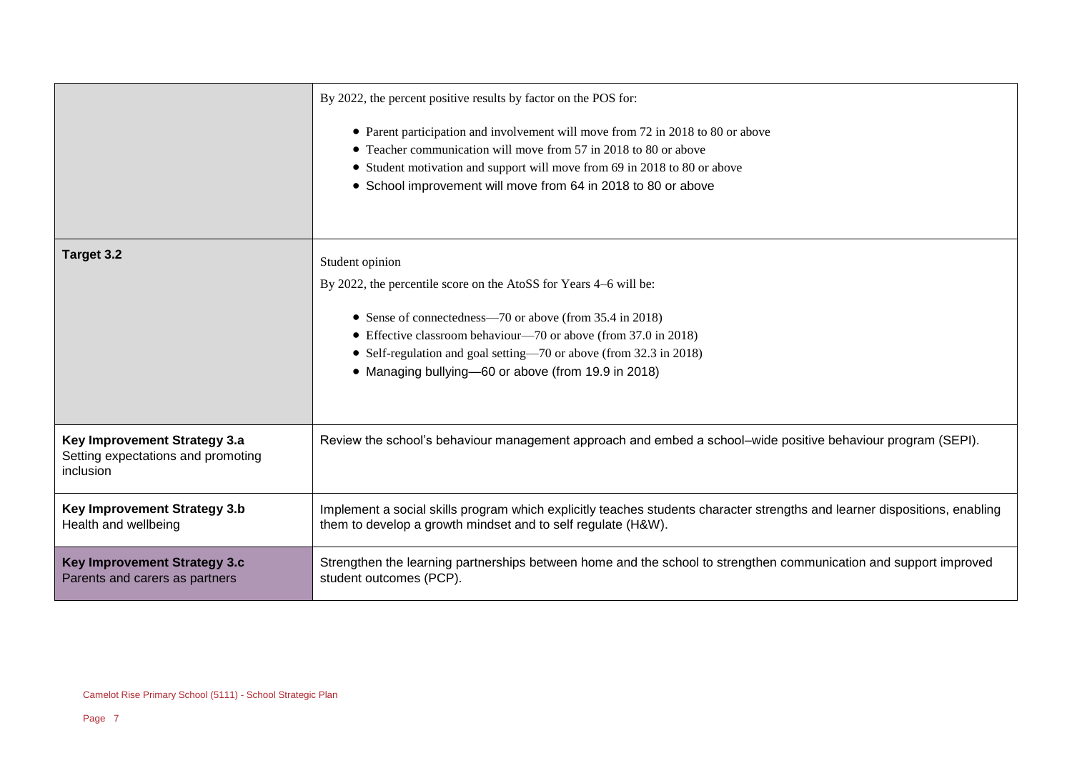| | |
|---|---|
| | By 2022, the percent positive results by factor on the POS for:<br><br>• Parent participation and involvement will move from 72 in 2018 to 80 or above<br>• Teacher communication will move from 57 in 2018 to 80 or above<br>• Student motivation and support will move from 69 in 2018 to 80 or above<br>• School improvement will move from 64 in 2018 to 80 or above |
| **Target 3.2** | Student opinion<br>By 2022, the percentile score on the AtoSS for Years 4–6 will be:<br><br>• Sense of connectedness—70 or above (from 35.4 in 2018)<br>• Effective classroom behaviour—70 or above (from 37.0 in 2018)<br>• Self-regulation and goal setting—70 or above (from 32.3 in 2018)<br>• Managing bullying—60 or above (from 19.9 in 2018) |
| **Key Improvement Strategy 3.a**<br>Setting expectations and promoting inclusion | Review the school's behaviour management approach and embed a school–wide positive behaviour program (SEPI). |
| **Key Improvement Strategy 3.b**<br>Health and wellbeing | Implement a social skills program which explicitly teaches students character strengths and learner dispositions, enabling them to develop a growth mindset and to self regulate (H&W). |
| **Key Improvement Strategy 3.c**<br>Parents and carers as partners | Strengthen the learning partnerships between home and the school to strengthen communication and support improved student outcomes (PCP). |